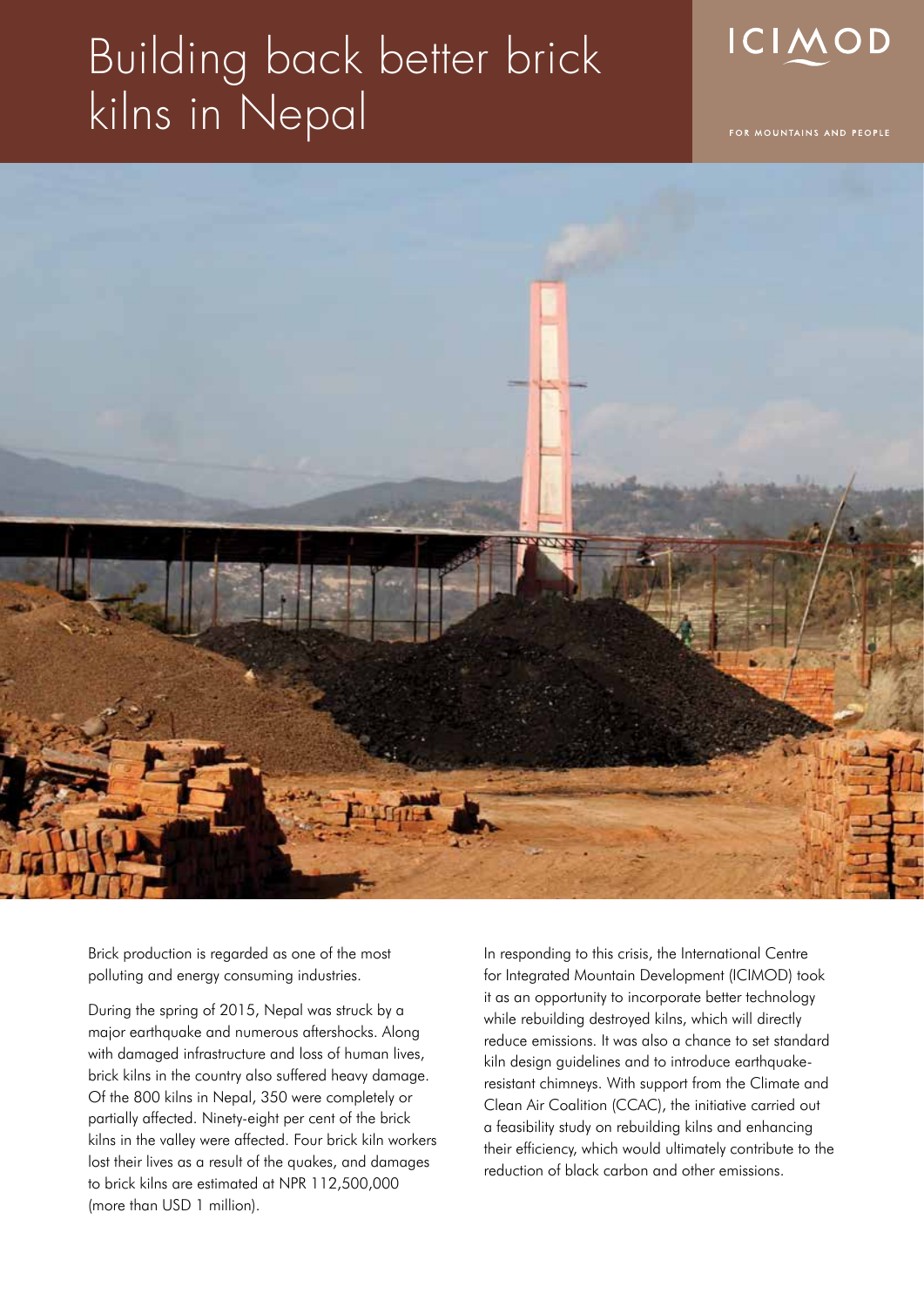# Building back better brick kilns in Nepal

ICIMOD

FOR MOUNTAINS AND PEOPLE

Brick production is regarded as one of the most polluting and energy consuming industries.

During the spring of 2015, Nepal was struck by a major earthquake and numerous aftershocks. Along with damaged infrastructure and loss of human lives, brick kilns in the country also suffered heavy damage. Of the 800 kilns in Nepal, 350 were completely or partially affected. Ninety-eight per cent of the brick kilns in the valley were affected. Four brick kiln workers lost their lives as a result of the quakes, and damages to brick kilns are estimated at NPR 112,500,000 (more than USD 1 million).

In responding to this crisis, the International Centre for Integrated Mountain Development (ICIMOD) took it as an opportunity to incorporate better technology while rebuilding destroyed kilns, which will directly reduce emissions. It was also a chance to set standard kiln design guidelines and to introduce earthquake-resistant chimneys. With support from the Climate and Clean Air Coalition (CCAC), the initiative carried out a feasibility study on rebuilding kilns and enhancing their efficiency, which would ultimately contribute to the reduction of black carbon and other emissions.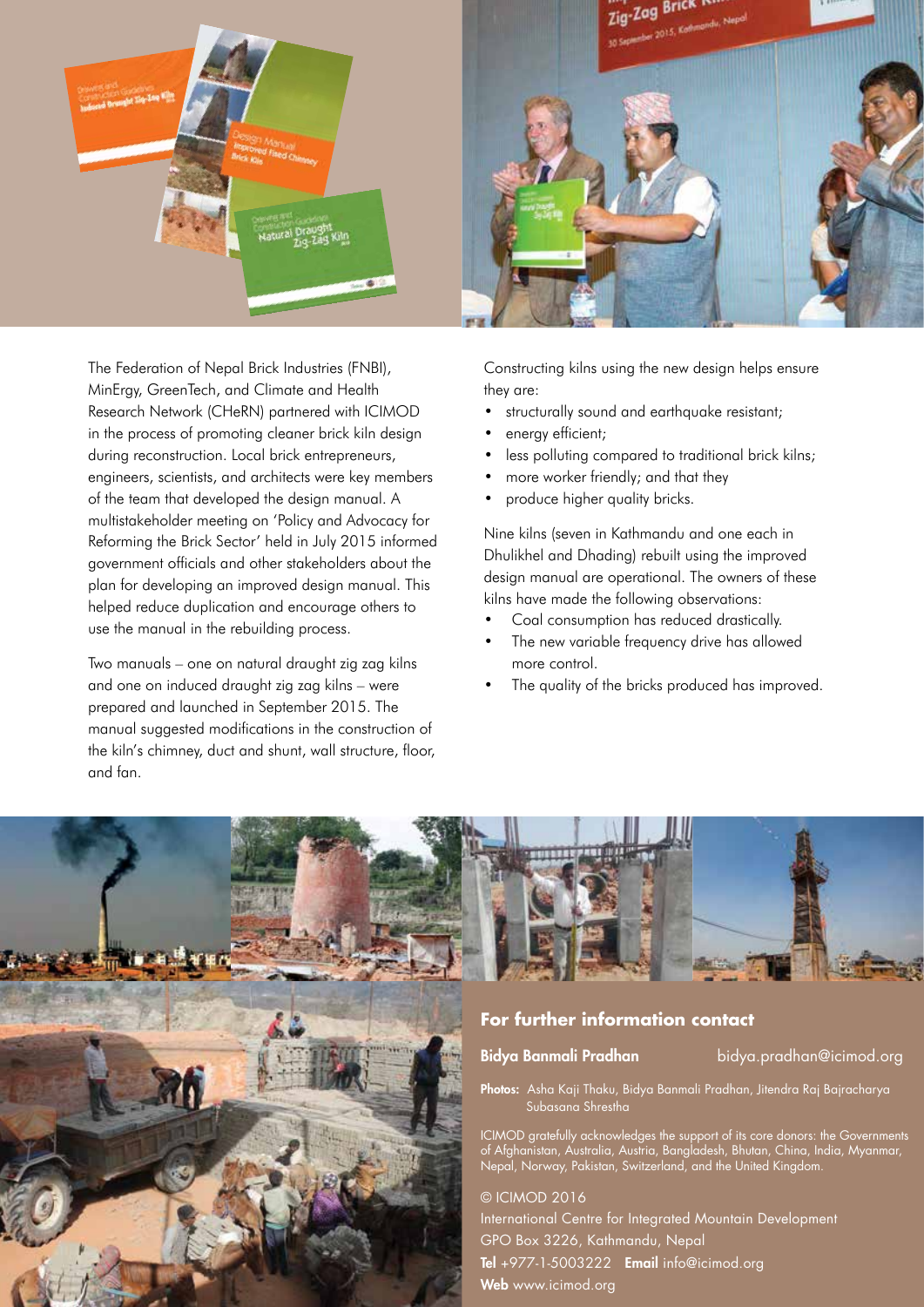The Federation of Nepal Brick Industries (FNBI), MinErgy, GreenTech, and Climate and Health Research Network (CHeRN) partnered with ICIMOD in the process of promoting cleaner brick kiln design during reconstruction. Local brick entrepreneurs, engineers, scientists, and architects were key members of the team that developed the design manual. A multistakeholder meeting on 'Policy and Advocacy for Reforming the Brick Sector' held in July 2015 informed government officials and other stakeholders about the plan for developing an improved design manual. This helped reduce duplication and encourage others to use the manual in the rebuilding process.

Two manuals – one on natural draught zig zag kilns and one on induced draught zig zag kilns – were prepared and launched in September 2015. The manual suggested modifications in the construction of the kiln's chimney, duct and shunt, wall structure, floor, and fan.

Constructing kilns using the new design helps ensure they are:

- structurally sound and earthquake resistant;
- energy efficient;
- less polluting compared to traditional brick kilns;
- more worker friendly; and that they
- produce higher quality bricks.

Nine kilns (seven in Kathmandu and one each in Dhulikhel and Dhading) rebuilt using the improved design manual are operational. The owners of these kilns have made the following observations:

- Coal consumption has reduced drastically.
- The new variable frequency drive has allowed more control.
- The quality of the bricks produced has improved.

## For further information contact

**Bidya Banmali Pradhan** bidya.pradhan@icimod.org

**Photos:** Asha Kaji Thaku, Bidya Banmali Pradhan, Jitendra Raj Bajracharya Subasana Shrestha

ICIMOD gratefully acknowledges the support of its core donors: the Governments of Afghanistan, Australia, Austria, Bangladesh, Bhutan, China, India, Myanmar, Nepal, Norway, Pakistan, Switzerland, and the United Kingdom.

© ICIMOD 2016
International Centre for Integrated Mountain Development
GPO Box 3226, Kathmandu, Nepal
**Tel** +977-1-5003222 **Email** info@icimod.org
**Web** www.icimod.org